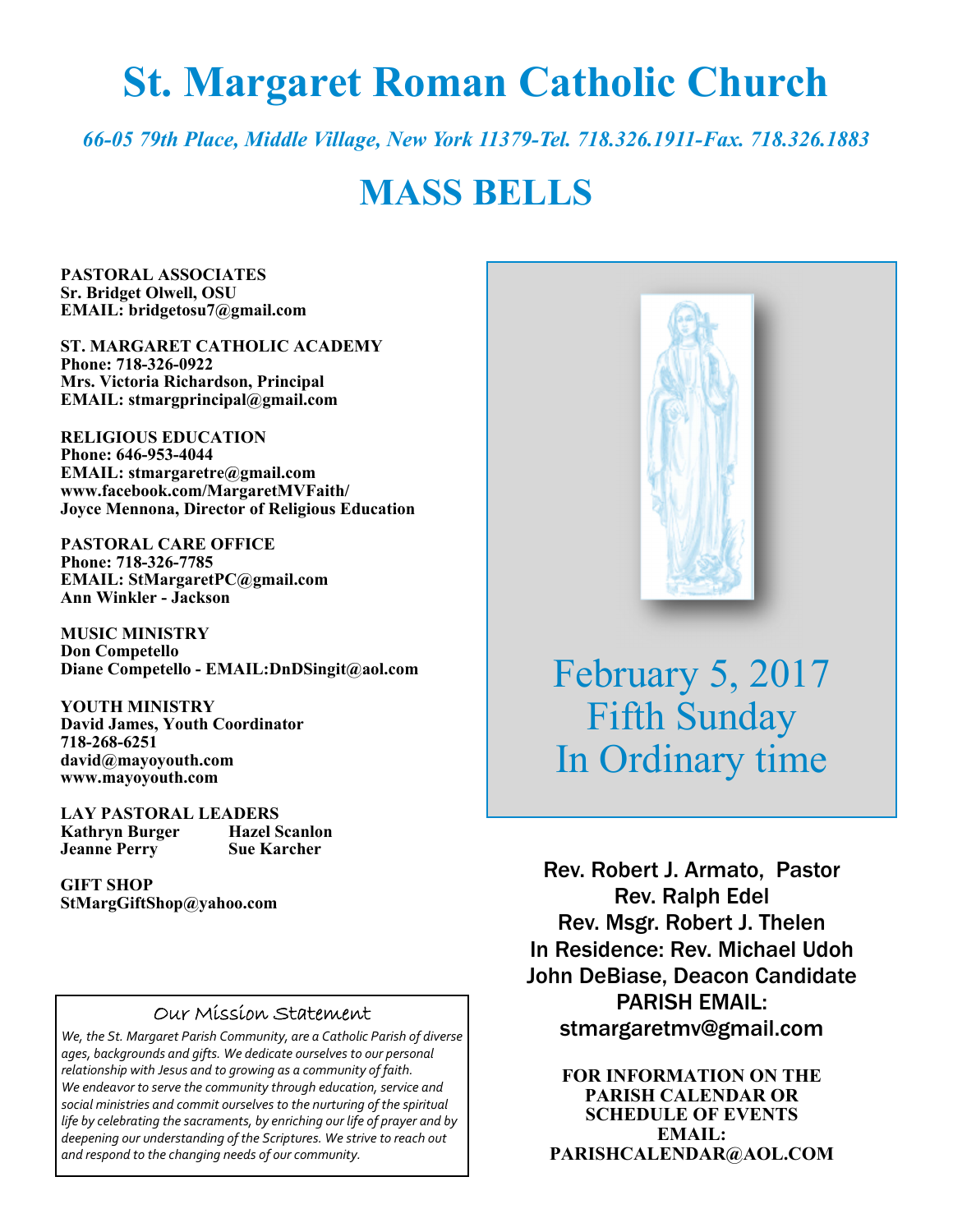# St. Margaret Roman Catholic Church

*66-05 79th Place, Middle Village, New York 11379-Tel. 718.326.1911-Fax. 718.326.1883*

# MASS BELLS

**PASTORAL ASSOCIATES**
**Sr. Bridget Olwell, OSU**
**EMAIL: bridgetosu7@gmail.com**

**ST. MARGARET CATHOLIC ACADEMY**
**Phone: 718-326-0922**
**Mrs. Victoria Richardson, Principal**
**EMAIL: stmargprincipal@gmail.com**

**RELIGIOUS EDUCATION**
**Phone: 646-953-4044**
**EMAIL: stmargaretre@gmail.com**
**www.facebook.com/MargaretMVFaith/**
**Joyce Mennona, Director of Religious Education**

**PASTORAL CARE OFFICE**
**Phone: 718-326-7785**
**EMAIL: StMargaretPC@gmail.com**
**Ann Winkler - Jackson**

**MUSIC MINISTRY**
**Don Competello**
**Diane Competello - EMAIL:DnDSingit@aol.com**

**YOUTH MINISTRY**
**David James, Youth Coordinator**
**718-268-6251**
**david@mayoyouth.com**
**www.mayoyouth.com**

**LAY PASTORAL LEADERS**

| | |
|---|---|
| **Kathryn Burger** | **Hazel Scanlon** |
| **Jeanne Perry** | **Sue Karcher** |

**GIFT SHOP**
**StMargGiftShop@yahoo.com**

## Our Mission Statement

*We, the St. Margaret Parish Community, are a Catholic Parish of diverse ages, backgrounds and gifts. We dedicate ourselves to our personal relationship with Jesus and to growing as a community of faith. We endeavor to serve the community through education, service and social ministries and commit ourselves to the nurturing of the spiritual life by celebrating the sacraments, by enriching our life of prayer and by deepening our understanding of the Scriptures. We strive to reach out and respond to the changing needs of our community.*

## February 5, 2017
## Fifth Sunday
## In Ordinary time

Rev. Robert J. Armato, Pastor
Rev. Ralph Edel
Rev. Msgr. Robert J. Thelen
In Residence: Rev. Michael Udoh
John DeBiase, Deacon Candidate
PARISH EMAIL:
stmargaretmv@gmail.com

**FOR INFORMATION ON THE PARISH CALENDAR OR SCHEDULE OF EVENTS EMAIL: PARISHCALENDAR@AOL.COM**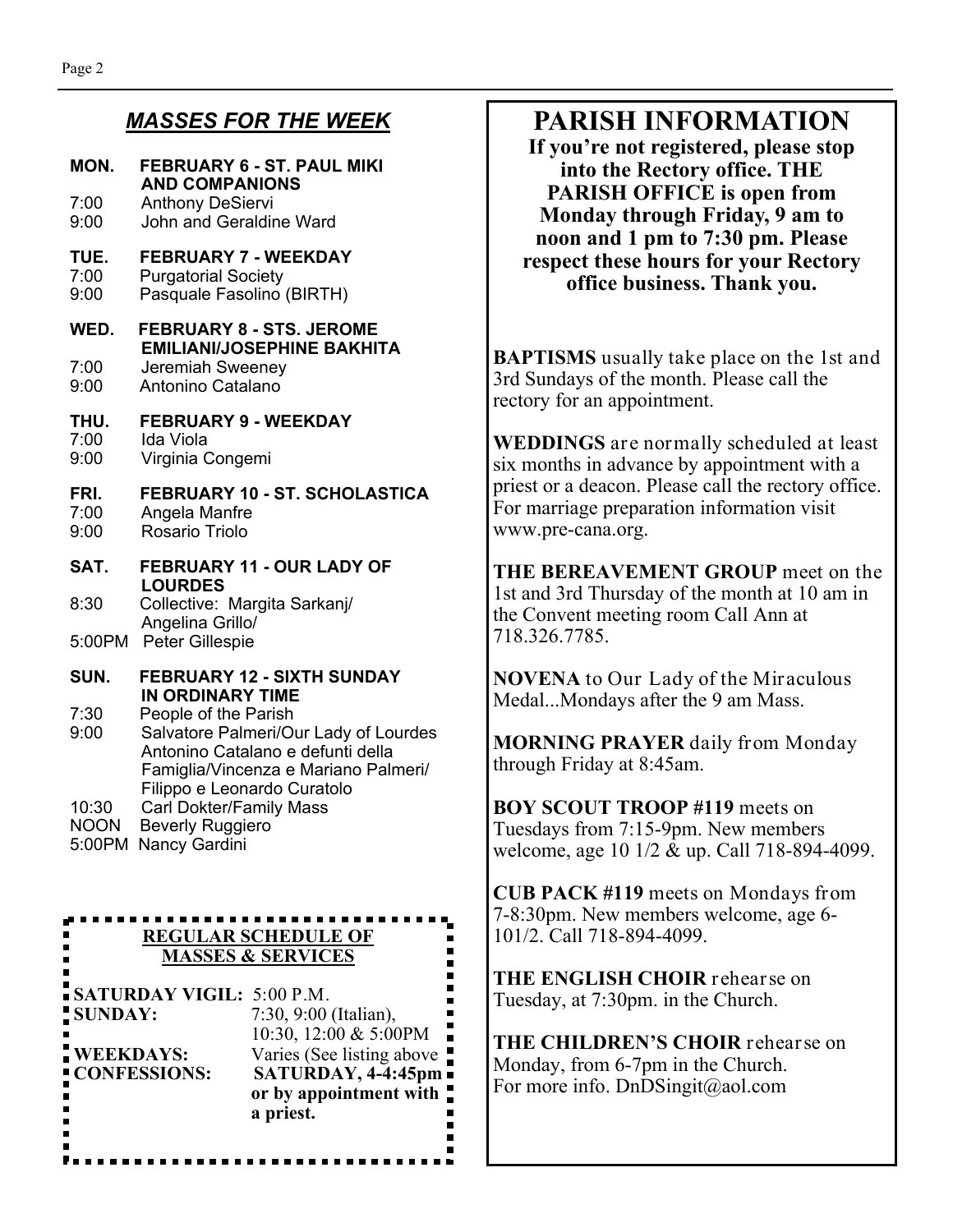## *MASSES FOR THE WEEK*

**MON. FEBRUARY 6 - ST. PAUL MIKI AND COMPANIONS**
7:00 Anthony DeSiervi
9:00 John and Geraldine Ward

**TUE. FEBRUARY 7 - WEEKDAY**
7:00 Purgatorial Society
9:00 Pasquale Fasolino (BIRTH)

**WED. FEBRUARY 8 - STS. JEROME EMILIANI/JOSEPHINE BAKHITA**
7:00 Jeremiah Sweeney
9:00 Antonino Catalano

**THU. FEBRUARY 9 - WEEKDAY**
7:00 Ida Viola
9:00 Virginia Congemi

**FRI. FEBRUARY 10 - ST. SCHOLASTICA**
7:00 Angela Manfre
9:00 Rosario Triolo

**SAT. FEBRUARY 11 - OUR LADY OF LOURDES**
8:30 Collective: Margita Sarkanj/ Angelina Grillo/
5:00PM Peter Gillespie

**SUN. FEBRUARY 12 - SIXTH SUNDAY IN ORDINARY TIME**
7:30 People of the Parish
9:00 Salvatore Palmeri/Our Lady of Lourdes Antonino Catalano e defunti della Famiglia/Vincenza e Mariano Palmeri/ Filippo e Leonardo Curatolo
10:30 Carl Dokter/Family Mass
NOON Beverly Ruggiero
5:00PM Nancy Gardini

### REGULAR SCHEDULE OF MASSES & SERVICES

| | |
|---|---|
| **SATURDAY VIGIL:** | 5:00 P.M. |
| **SUNDAY:** | 7:30, 9:00 (Italian), 10:30, 12:00 & 5:00PM |
| **WEEKDAYS:** | Varies (See listing above |
| **CONFESSIONS:** | **SATURDAY, 4-4:45pm or by appointment with a priest.** |

# PARISH INFORMATION

**If you're not registered, please stop into the Rectory office. THE PARISH OFFICE is open from Monday through Friday, 9 am to noon and 1 pm to 7:30 pm. Please respect these hours for your Rectory office business. Thank you.**

**BAPTISMS** usually take place on the 1st and 3rd Sundays of the month. Please call the rectory for an appointment.

**WEDDINGS** are normally scheduled at least six months in advance by appointment with a priest or a deacon. Please call the rectory office. For marriage preparation information visit www.pre-cana.org.

**THE BEREAVEMENT GROUP** meet on the 1st and 3rd Thursday of the month at 10 am in the Convent meeting room Call Ann at 718.326.7785.

**NOVENA** to Our Lady of the Miraculous Medal...Mondays after the 9 am Mass.

**MORNING PRAYER** daily from Monday through Friday at 8:45am.

**BOY SCOUT TROOP #119** meets on Tuesdays from 7:15-9pm. New members welcome, age 10 1/2 & up. Call 718-894-4099.

**CUB PACK #119** meets on Mondays from 7-8:30pm. New members welcome, age 6-101/2. Call 718-894-4099.

**THE ENGLISH CHOIR** rehearse on Tuesday, at 7:30pm. in the Church.

**THE CHILDREN'S CHOIR** rehearse on Monday, from 6-7pm in the Church. For more info. DnDSingit@aol.com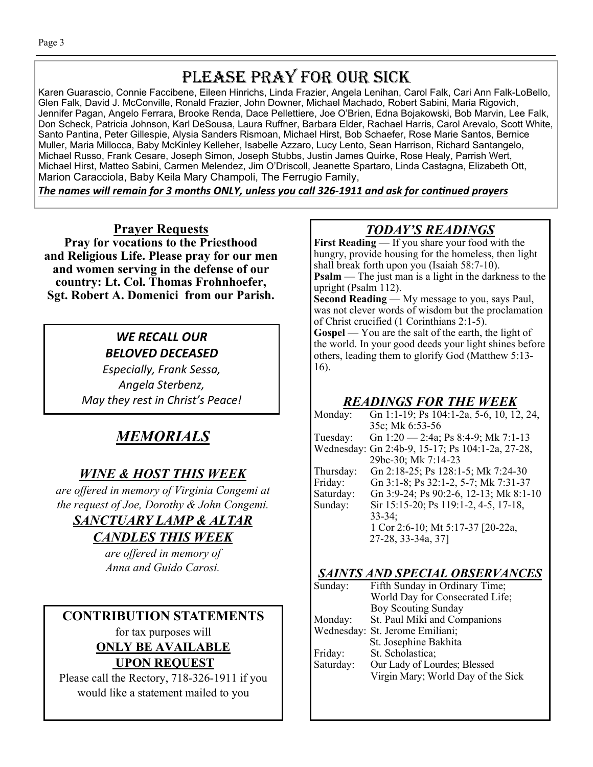# Please Pray for Our Sick

Karen Guarascio, Connie Faccibene, Eileen Hinrichs, Linda Frazier, Angela Lenihan, Carol Falk, Cari Ann Falk-LoBello, Glen Falk, David J. McConville, Ronald Frazier, John Downer, Michael Machado, Robert Sabini, Maria Rigovich, Jennifer Pagan, Angelo Ferrara, Brooke Renda, Dace Pellettiere, Joe O'Brien, Edna Bojakowski, Bob Marvin, Lee Falk, Don Scheck, Patricia Johnson, Karl DeSousa, Laura Ruffner, Barbara Elder, Rachael Harris, Carol Arevalo, Scott White, Santo Pantina, Peter Gillespie, Alysia Sanders Rismoan, Michael Hirst, Bob Schaefer, Rose Marie Santos, Bernice Muller, Maria Millocca, Baby McKinley Kelleher, Isabelle Azzaro, Lucy Lento, Sean Harrison, Richard Santangelo, Michael Russo, Frank Cesare, Joseph Simon, Joseph Stubbs, Justin James Quirke, Rose Healy, Parrish Wert, Michael Hirst, Matteo Sabini, Carmen Melendez, Jim O'Driscoll, Jeanette Spartaro, Linda Castagna, Elizabeth Ott, Marion Caracciola, Baby Keila Mary Champoli, The Ferrugio Family,

***The names will remain for 3 months ONLY, unless you call 326-1911 and ask for continued prayers***

## Prayer Requests

**Pray for vocations to the Priesthood and Religious Life. Please pray for our men and women serving in the defense of our country: Lt. Col. Thomas Frohnhoefer, Sgt. Robert A. Domenici from our Parish.**

### *WE RECALL OUR BELOVED DECEASED*

*Especially, Frank Sessa,*
*Angela Sterbenz,*
*May they rest in Christ's Peace!*

## *MEMORIALS*

### *WINE & HOST THIS WEEK*

*are offered in memory of Virginia Congemi at the request of Joe, Dorothy & John Congemi.*

### *SANCTUARY LAMP & ALTAR CANDLES THIS WEEK*

*are offered in memory of Anna and Guido Carosi.*

## CONTRIBUTION STATEMENTS

for tax purposes will

**ONLY BE AVAILABLE UPON REQUEST**

Please call the Rectory, 718-326-1911 if you would like a statement mailed to you

## *TODAY'S READINGS*

**First Reading** — If you share your food with the hungry, provide housing for the homeless, then light shall break forth upon you (Isaiah 58:7-10).

**Psalm** — The just man is a light in the darkness to the upright (Psalm 112).

**Second Reading** — My message to you, says Paul, was not clever words of wisdom but the proclamation of Christ crucified (1 Corinthians 2:1-5).

**Gospel** — You are the salt of the earth, the light of the world. In your good deeds your light shines before others, leading them to glorify God (Matthew 5:13-16).

## *READINGS FOR THE WEEK*

Monday: Gn 1:1-19; Ps 104:1-2a, 5-6, 10, 12, 24, 35c; Mk 6:53-56
Tuesday: Gn 1:20 — 2:4a; Ps 8:4-9; Mk 7:1-13
Wednesday: Gn 2:4b-9, 15-17; Ps 104:1-2a, 27-28, 29bc-30; Mk 7:14-23
Thursday: Gn 2:18-25; Ps 128:1-5; Mk 7:24-30
Friday: Gn 3:1-8; Ps 32:1-2, 5-7; Mk 7:31-37
Saturday: Gn 3:9-24; Ps 90:2-6, 12-13; Mk 8:1-10
Sunday: Sir 15:15-20; Ps 119:1-2, 4-5, 17-18, 33-34; 1 Cor 2:6-10; Mt 5:17-37 [20-22a, 27-28, 33-34a, 37]

## *SAINTS AND SPECIAL OBSERVANCES*

Sunday: Fifth Sunday in Ordinary Time; World Day for Consecrated Life; Boy Scouting Sunday
Monday: St. Paul Miki and Companions
Wednesday: St. Jerome Emiliani; St. Josephine Bakhita
Friday: St. Scholastica;
Saturday: Our Lady of Lourdes; Blessed Virgin Mary; World Day of the Sick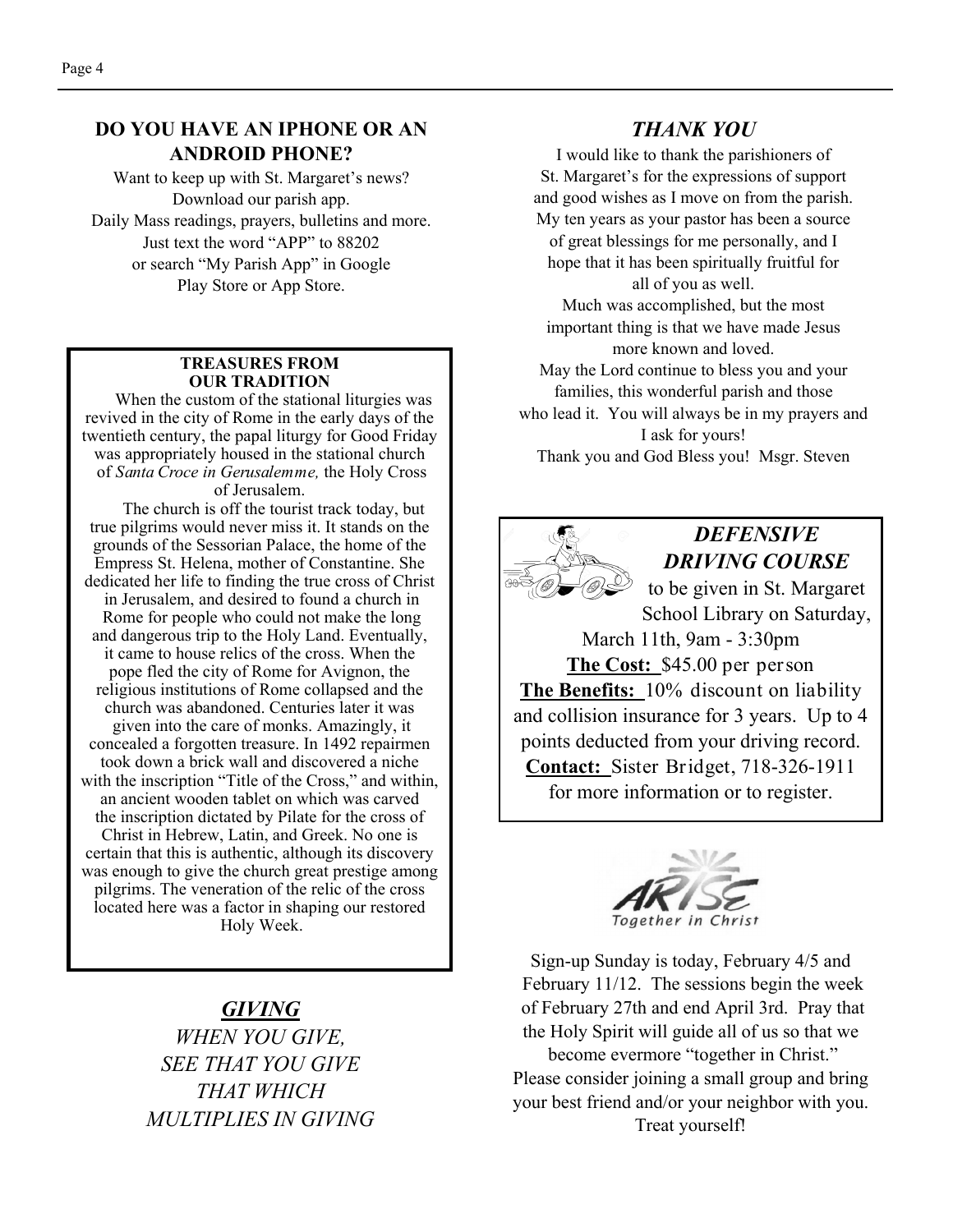## DO YOU HAVE AN IPHONE OR AN ANDROID PHONE?

Want to keep up with St. Margaret's news?
Download our parish app.
Daily Mass readings, prayers, bulletins and more.
Just text the word "APP" to 88202
or search "My Parish App" in Google
Play Store or App Store.

### TREASURES FROM OUR TRADITION

When the custom of the stational liturgies was revived in the city of Rome in the early days of the twentieth century, the papal liturgy for Good Friday was appropriately housed in the stational church of *Santa Croce in Gerusalemme,* the Holy Cross of Jerusalem.

The church is off the tourist track today, but true pilgrims would never miss it. It stands on the grounds of the Sessorian Palace, the home of the Empress St. Helena, mother of Constantine. She dedicated her life to finding the true cross of Christ in Jerusalem, and desired to found a church in Rome for people who could not make the long and dangerous trip to the Holy Land. Eventually, it came to house relics of the cross. When the pope fled the city of Rome for Avignon, the religious institutions of Rome collapsed and the church was abandoned. Centuries later it was given into the care of monks. Amazingly, it concealed a forgotten treasure. In 1492 repairmen took down a brick wall and discovered a niche with the inscription "Title of the Cross," and within, an ancient wooden tablet on which was carved the inscription dictated by Pilate for the cross of Christ in Hebrew, Latin, and Greek. No one is certain that this is authentic, although its discovery was enough to give the church great prestige among pilgrims. The veneration of the relic of the cross located here was a factor in shaping our restored Holy Week.

## *GIVING*

*WHEN YOU GIVE,*
*SEE THAT YOU GIVE*
*THAT WHICH*
*MULTIPLIES IN GIVING*

## *THANK YOU*

I would like to thank the parishioners of St. Margaret's for the expressions of support and good wishes as I move on from the parish. My ten years as your pastor has been a source of great blessings for me personally, and I hope that it has been spiritually fruitful for all of you as well.

Much was accomplished, but the most important thing is that we have made Jesus more known and loved.

May the Lord continue to bless you and your families, this wonderful parish and those who lead it. You will always be in my prayers and I ask for yours!

Thank you and God Bless you! Msgr. Steven

## *DEFENSIVE DRIVING COURSE*

to be given in St. Margaret School Library on Saturday, March 11th, 9am - 3:30pm

**The Cost:** $45.00 per person

**The Benefits:** 10% discount on liability and collision insurance for 3 years. Up to 4 points deducted from your driving record.

**Contact:** Sister Bridget, 718-326-1911 for more information or to register.

ARISE Together in Christ

Sign-up Sunday is today, February 4/5 and February 11/12. The sessions begin the week of February 27th and end April 3rd. Pray that the Holy Spirit will guide all of us so that we become evermore "together in Christ."
Please consider joining a small group and bring your best friend and/or your neighbor with you. Treat yourself!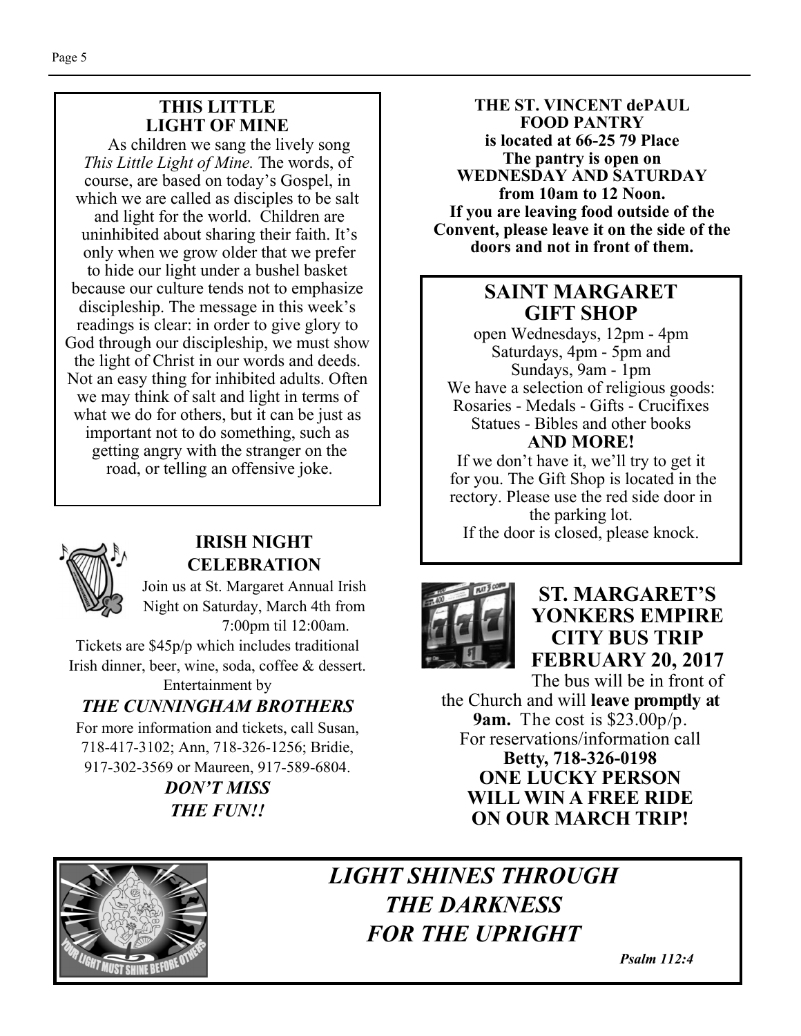## THIS LITTLE LIGHT OF MINE

As children we sang the lively song *This Little Light of Mine.* The words, of course, are based on today's Gospel, in which we are called as disciples to be salt and light for the world. Children are uninhibited about sharing their faith. It's only when we grow older that we prefer to hide our light under a bushel basket because our culture tends not to emphasize discipleship. The message in this week's readings is clear: in order to give glory to God through our discipleship, we must show the light of Christ in our words and deeds. Not an easy thing for inhibited adults. Often we may think of salt and light in terms of what we do for others, but it can be just as important not to do something, such as getting angry with the stranger on the road, or telling an offensive joke.

## IRISH NIGHT CELEBRATION

Join us at St. Margaret Annual Irish Night on Saturday, March 4th from 7:00pm til 12:00am.

Tickets are $45p/p which includes traditional Irish dinner, beer, wine, soda, coffee & dessert. Entertainment by

***THE CUNNINGHAM BROTHERS***

For more information and tickets, call Susan, 718-417-3102; Ann, 718-326-1256; Bridie, 917-302-3569 or Maureen, 917-589-6804.

***DON'T MISS THE FUN!!***

**THE ST. VINCENT dePAUL FOOD PANTRY is located at 66-25 79 Place The pantry is open on WEDNESDAY AND SATURDAY from 10am to 12 Noon. If you are leaving food outside of the Convent, please leave it on the side of the doors and not in front of them.**

## SAINT MARGARET GIFT SHOP

open Wednesdays, 12pm - 4pm
Saturdays, 4pm - 5pm and
Sundays, 9am - 1pm
We have a selection of religious goods:
Rosaries - Medals - Gifts - Crucifixes
Statues - Bibles and other books
**AND MORE!**
If we don't have it, we'll try to get it for you. The Gift Shop is located in the rectory. Please use the red side door in the parking lot.
If the door is closed, please knock.

## ST. MARGARET'S YONKERS EMPIRE CITY BUS TRIP FEBRUARY 20, 2017

The bus will be in front of the Church and will **leave promptly at 9am.** The cost is $23.00p/p.
For reservations/information call
**Betty, 718-326-0198**
**ONE LUCKY PERSON WILL WIN A FREE RIDE ON OUR MARCH TRIP!**

## *LIGHT SHINES THROUGH THE DARKNESS FOR THE UPRIGHT*

***Psalm 112:4***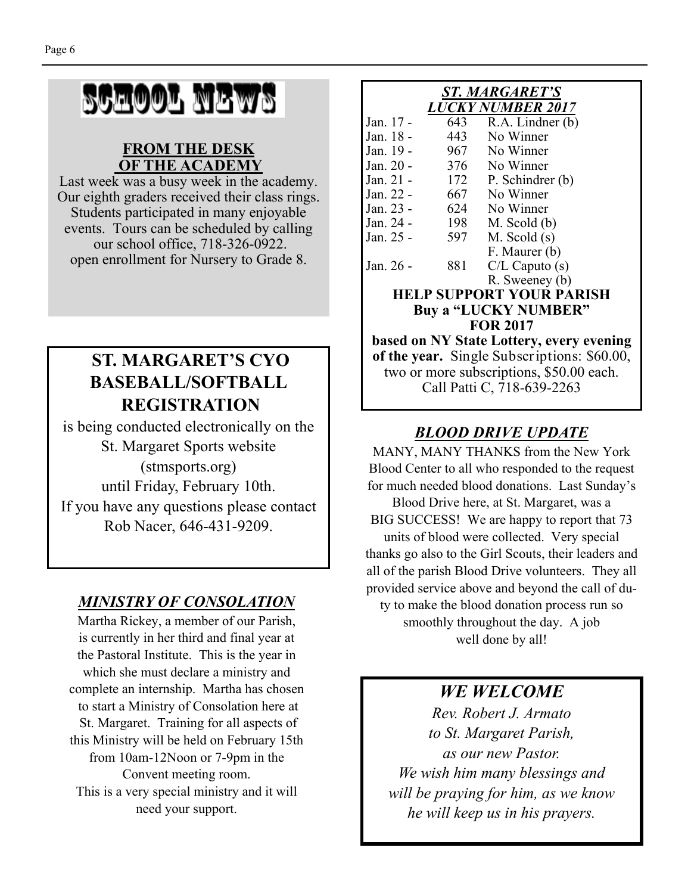# SCHOOL NEWS

## FROM THE DESK OF THE ACADEMY

Last week was a busy week in the academy. Our eighth graders received their class rings. Students participated in many enjoyable events. Tours can be scheduled by calling our school office, 718-326-0922. open enrollment for Nursery to Grade 8.

## ST. MARGARET'S CYO BASEBALL/SOFTBALL REGISTRATION

is being conducted electronically on the St. Margaret Sports website (stmsports.org) until Friday, February 10th. If you have any questions please contact Rob Nacer, 646-431-9209.

## *MINISTRY OF CONSOLATION*

Martha Rickey, a member of our Parish, is currently in her third and final year at the Pastoral Institute. This is the year in which she must declare a ministry and complete an internship. Martha has chosen to start a Ministry of Consolation here at St. Margaret. Training for all aspects of this Ministry will be held on February 15th from 10am-12Noon or 7-9pm in the Convent meeting room. This is a very special ministry and it will need your support.

## *ST. MARGARET'S LUCKY NUMBER 2017*

| Date | Number | Winner |
| --- | --- | --- |
| Jan. 17 - | 643 | R.A. Lindner (b) |
| Jan. 18 - | 443 | No Winner |
| Jan. 19 - | 967 | No Winner |
| Jan. 20 - | 376 | No Winner |
| Jan. 21 - | 172 | P. Schindrer (b) |
| Jan. 22 - | 667 | No Winner |
| Jan. 23 - | 624 | No Winner |
| Jan. 24 - | 198 | M. Scold (b) |
| Jan. 25 - | 597 | M. Scold (s) |
| | | F. Maurer (b) |
| Jan. 26 - | 881 | C/L Caputo (s) |
| | | R. Sweeney (b) |

**HELP SUPPORT YOUR PARISH**
**Buy a "LUCKY NUMBER" FOR 2017**
**based on NY State Lottery, every evening of the year.** Single Subscriptions: $60.00, two or more subscriptions, $50.00 each. Call Patti C, 718-639-2263

## *BLOOD DRIVE UPDATE*

MANY, MANY THANKS from the New York Blood Center to all who responded to the request for much needed blood donations. Last Sunday's Blood Drive here, at St. Margaret, was a BIG SUCCESS! We are happy to report that 73 units of blood were collected. Very special thanks go also to the Girl Scouts, their leaders and all of the parish Blood Drive volunteers. They all provided service above and beyond the call of duty to make the blood donation process run so smoothly throughout the day. A job well done by all!

## *WE WELCOME*

*Rev. Robert J. Armato to St. Margaret Parish, as our new Pastor. We wish him many blessings and will be praying for him, as we know he will keep us in his prayers.*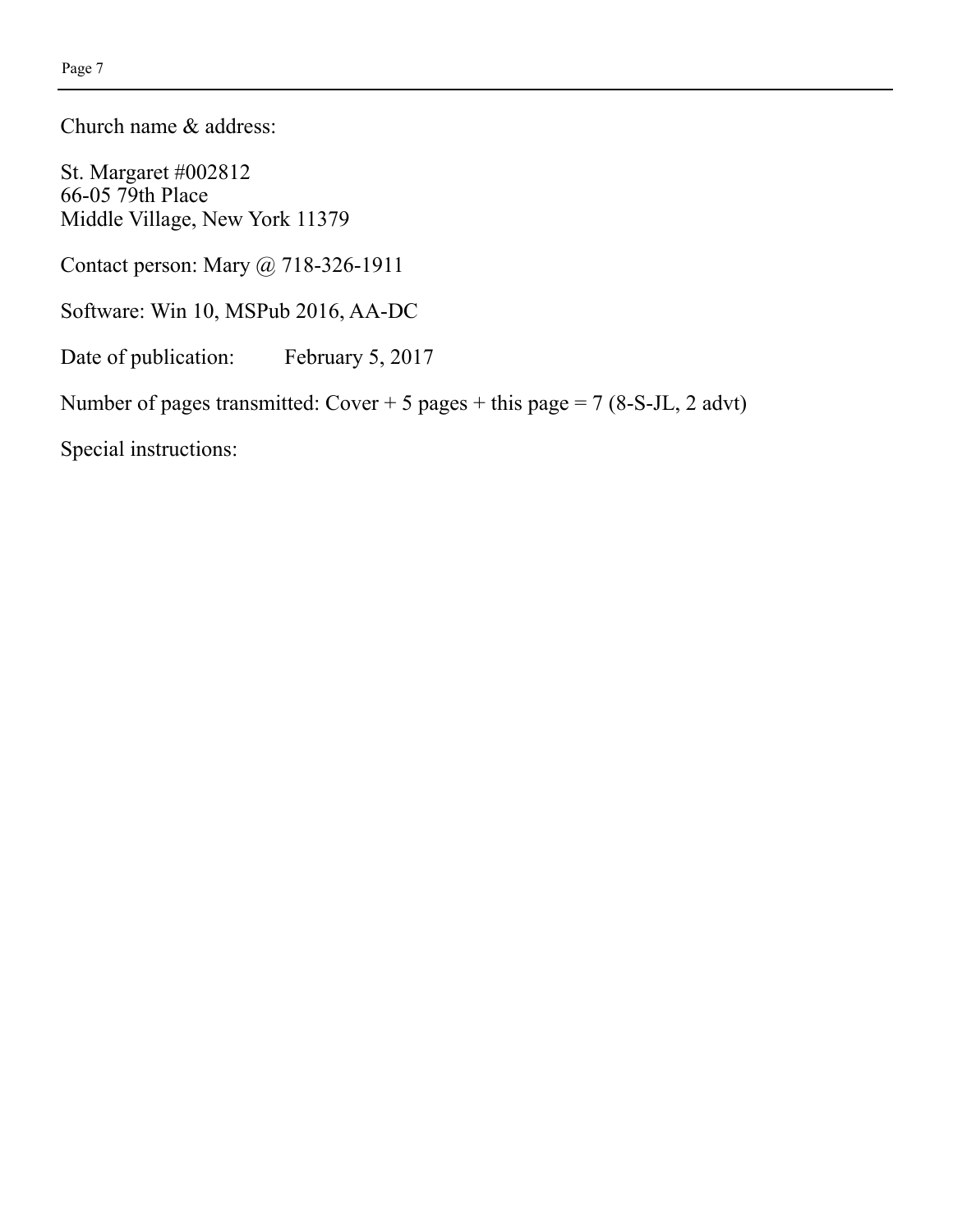Church name & address:

St. Margaret #002812
66-05 79th Place
Middle Village, New York 11379

Contact person: Mary @ 718-326-1911

Software: Win 10, MSPub 2016, AA-DC

Date of publication: February 5, 2017

Number of pages transmitted: Cover + 5 pages + this page = 7 (8-S-JL, 2 advt)

Special instructions: